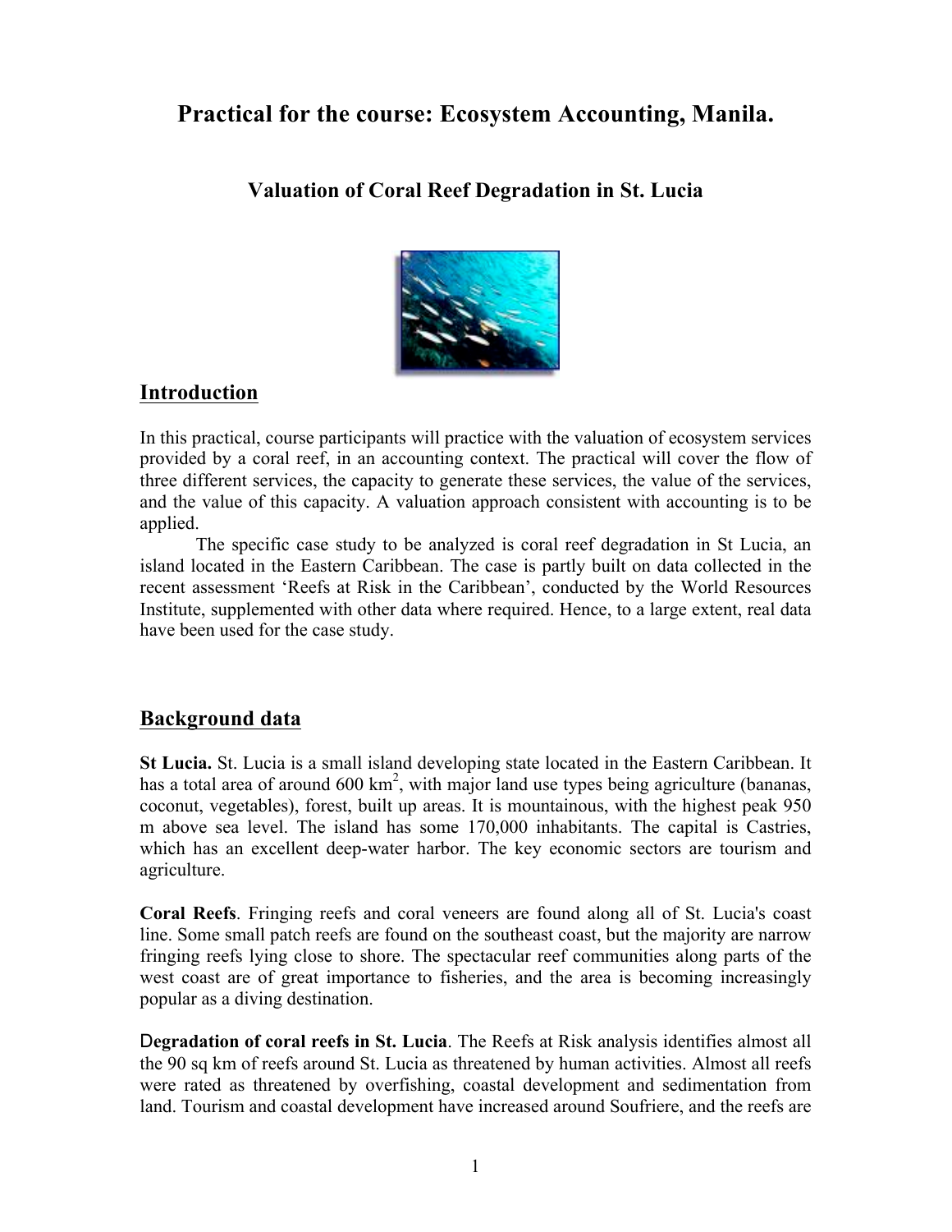# Practical for the course: Ecosystem Accounting, Manila.

## Valuation of Coral Reef Degradation in St. Lucia

## Introduction

In this practical, course participants will practice with the valuation of ecosystem services provided by a coral reef, in an accounting context. The practical will cover the flow of three different services, the capacity to generate these services, the value of the services, and the value of this capacity. A valuation approach consistent with accounting is to be applied.

The specific case study to be analyzed is coral reef degradation in St Lucia, an island located in the Eastern Caribbean. The case is partly built on data collected in the recent assessment 'Reefs at Risk in the Caribbean', conducted by the World Resources Institute, supplemented with other data where required. Hence, to a large extent, real data have been used for the case study.

## Background data

**St Lucia.** St. Lucia is a small island developing state located in the Eastern Caribbean. It has a total area of around 600 km$^2$, with major land use types being agriculture (bananas, coconut, vegetables), forest, built up areas. It is mountainous, with the highest peak 950 m above sea level. The island has some 170,000 inhabitants. The capital is Castries, which has an excellent deep-water harbor. The key economic sectors are tourism and agriculture.

**Coral Reefs**. Fringing reefs and coral veneers are found along all of St. Lucia's coast line. Some small patch reefs are found on the southeast coast, but the majority are narrow fringing reefs lying close to shore. The spectacular reef communities along parts of the west coast are of great importance to fisheries, and the area is becoming increasingly popular as a diving destination.

**Degradation of coral reefs in St. Lucia**. The Reefs at Risk analysis identifies almost all the 90 sq km of reefs around St. Lucia as threatened by human activities. Almost all reefs were rated as threatened by overfishing, coastal development and sedimentation from land. Tourism and coastal development have increased around Soufriere, and the reefs are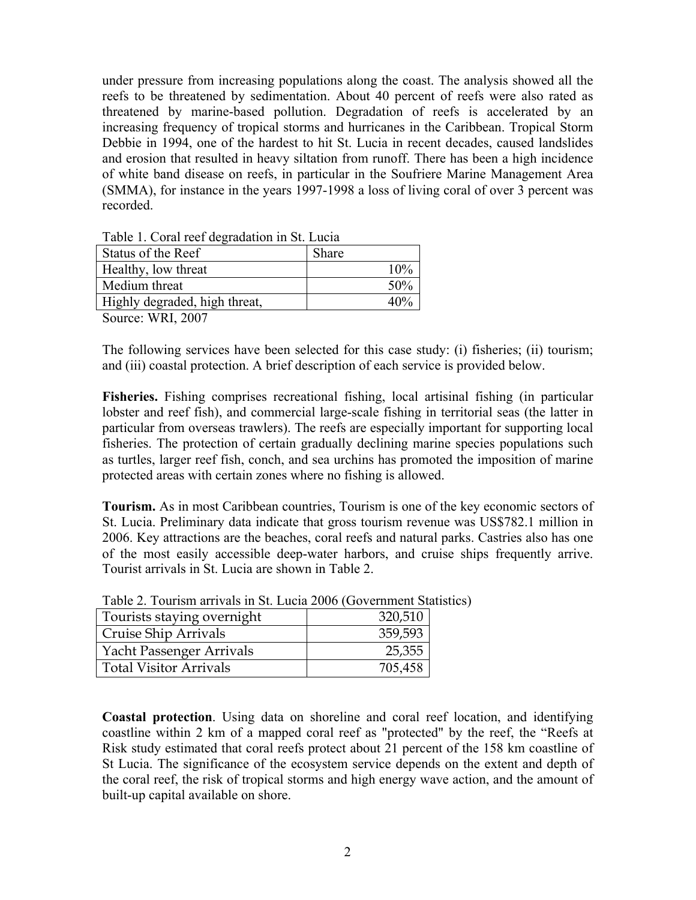under pressure from increasing populations along the coast. The analysis showed all the reefs to be threatened by sedimentation. About 40 percent of reefs were also rated as threatened by marine-based pollution. Degradation of reefs is accelerated by an increasing frequency of tropical storms and hurricanes in the Caribbean. Tropical Storm Debbie in 1994, one of the hardest to hit St. Lucia in recent decades, caused landslides and erosion that resulted in heavy siltation from runoff. There has been a high incidence of white band disease on reefs, in particular in the Soufriere Marine Management Area (SMMA), for instance in the years 1997-1998 a loss of living coral of over 3 percent was recorded.

Table 1. Coral reef degradation in St. Lucia

| Status of the Reef | Share |
|---|---:|
| Healthy, low threat | 10% |
| Medium threat | 50% |
| Highly degraded, high threat, | 40% |

Source: WRI, 2007

The following services have been selected for this case study: (i) fisheries; (ii) tourism; and (iii) coastal protection. A brief description of each service is provided below.

**Fisheries.** Fishing comprises recreational fishing, local artisinal fishing (in particular lobster and reef fish), and commercial large-scale fishing in territorial seas (the latter in particular from overseas trawlers). The reefs are especially important for supporting local fisheries. The protection of certain gradually declining marine species populations such as turtles, larger reef fish, conch, and sea urchins has promoted the imposition of marine protected areas with certain zones where no fishing is allowed.

**Tourism.** As in most Caribbean countries, Tourism is one of the key economic sectors of St. Lucia. Preliminary data indicate that gross tourism revenue was US$782.1 million in 2006. Key attractions are the beaches, coral reefs and natural parks. Castries also has one of the most easily accessible deep-water harbors, and cruise ships frequently arrive. Tourist arrivals in St. Lucia are shown in Table 2.

Table 2. Tourism arrivals in St. Lucia 2006 (Government Statistics)

| | |
|---|---:|
| Tourists staying overnight | 320,510 |
| Cruise Ship Arrivals | 359,593 |
| Yacht Passenger Arrivals | 25,355 |
| Total Visitor Arrivals | 705,458 |

**Coastal protection**. Using data on shoreline and coral reef location, and identifying coastline within 2 km of a mapped coral reef as "protected" by the reef, the "Reefs at Risk study estimated that coral reefs protect about 21 percent of the 158 km coastline of St Lucia. The significance of the ecosystem service depends on the extent and depth of the coral reef, the risk of tropical storms and high energy wave action, and the amount of built-up capital available on shore.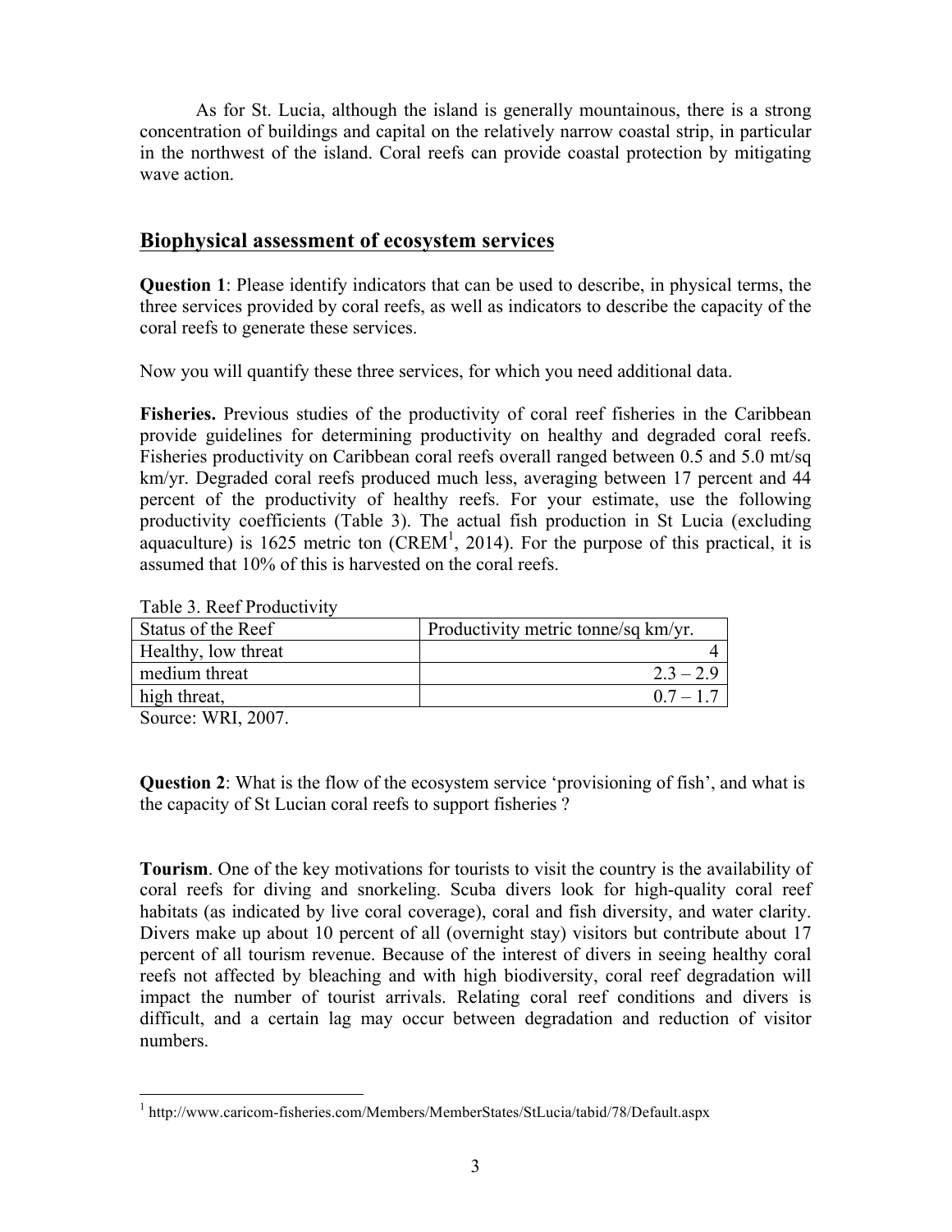As for St. Lucia, although the island is generally mountainous, there is a strong concentration of buildings and capital on the relatively narrow coastal strip, in particular in the northwest of the island. Coral reefs can provide coastal protection by mitigating wave action.

## Biophysical assessment of ecosystem services

**Question 1**: Please identify indicators that can be used to describe, in physical terms, the three services provided by coral reefs, as well as indicators to describe the capacity of the coral reefs to generate these services.

Now you will quantify these three services, for which you need additional data.

**Fisheries.** Previous studies of the productivity of coral reef fisheries in the Caribbean provide guidelines for determining productivity on healthy and degraded coral reefs. Fisheries productivity on Caribbean coral reefs overall ranged between 0.5 and 5.0 mt/sq km/yr. Degraded coral reefs produced much less, averaging between 17 percent and 44 percent of the productivity of healthy reefs. For your estimate, use the following productivity coefficients (Table 3). The actual fish production in St Lucia (excluding aquaculture) is 1625 metric ton (CREM[1], 2014). For the purpose of this practical, it is assumed that 10% of this is harvested on the coral reefs.

Table 3. Reef Productivity

| Status of the Reef | Productivity metric tonne/sq km/yr. |
|---|---|
| Healthy, low threat | 4 |
| medium threat | 2.3 – 2.9 |
| high threat, | 0.7 – 1.7 |

Source: WRI, 2007.

**Question 2**: What is the flow of the ecosystem service 'provisioning of fish', and what is the capacity of St Lucian coral reefs to support fisheries ?

**Tourism**. One of the key motivations for tourists to visit the country is the availability of coral reefs for diving and snorkeling. Scuba divers look for high-quality coral reef habitats (as indicated by live coral coverage), coral and fish diversity, and water clarity. Divers make up about 10 percent of all (overnight stay) visitors but contribute about 17 percent of all tourism revenue. Because of the interest of divers in seeing healthy coral reefs not affected by bleaching and with high biodiversity, coral reef degradation will impact the number of tourist arrivals. Relating coral reef conditions and divers is difficult, and a certain lag may occur between degradation and reduction of visitor numbers.

[1] http://www.caricom-fisheries.com/Members/MemberStates/StLucia/tabid/78/Default.aspx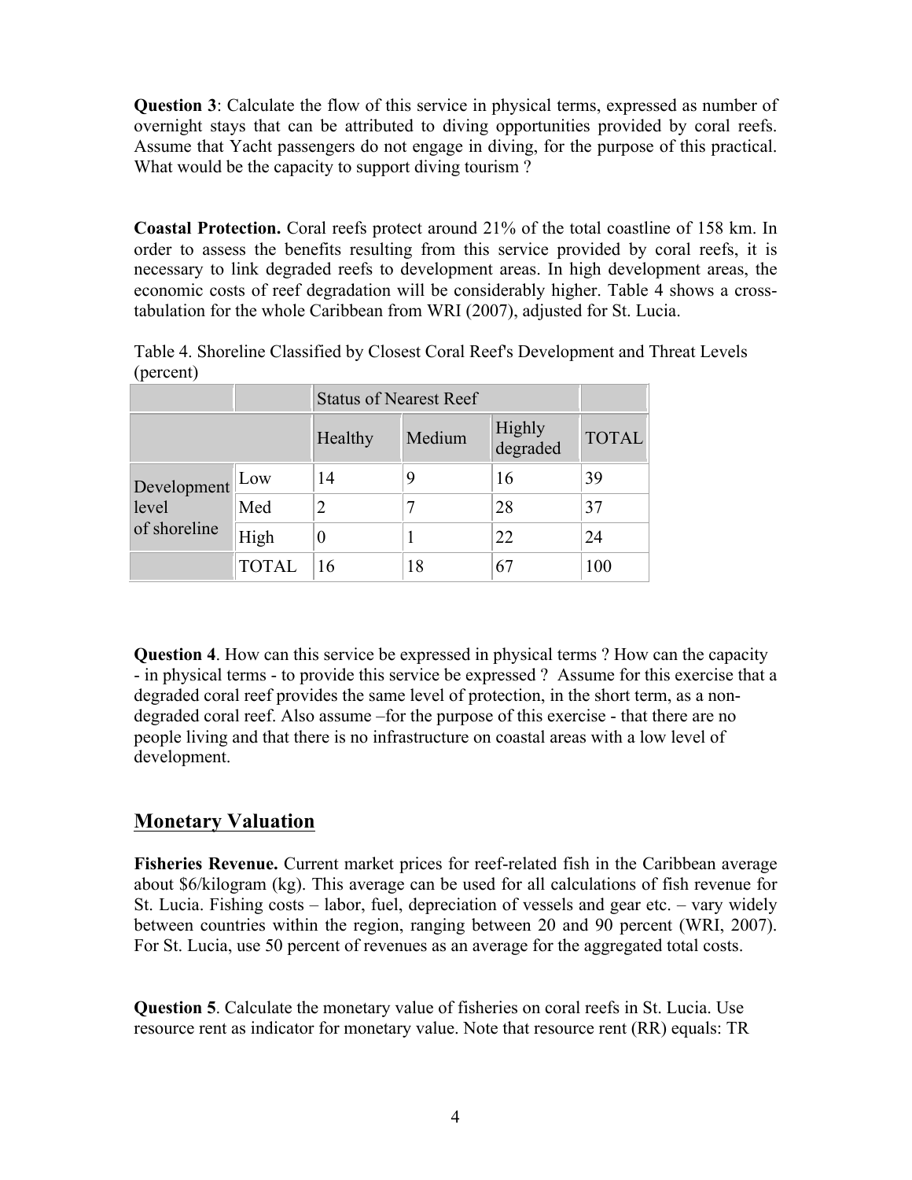**Question 3**: Calculate the flow of this service in physical terms, expressed as number of overnight stays that can be attributed to diving opportunities provided by coral reefs. Assume that Yacht passengers do not engage in diving, for the purpose of this practical. What would be the capacity to support diving tourism ?

**Coastal Protection.** Coral reefs protect around 21% of the total coastline of 158 km. In order to assess the benefits resulting from this service provided by coral reefs, it is necessary to link degraded reefs to development areas. In high development areas, the economic costs of reef degradation will be considerably higher. Table 4 shows a cross-tabulation for the whole Caribbean from WRI (2007), adjusted for St. Lucia.

Table 4. Shoreline Classified by Closest Coral Reef's Development and Threat Levels (percent)

| | | Status of Nearest Reef | | | |
|---|---|---|---|---|---|
| | | Healthy | Medium | Highly degraded | TOTAL |
| Development level of shoreline | Low | 14 | 9 | 16 | 39 |
| | Med | 2 | 7 | 28 | 37 |
| | High | 0 | 1 | 22 | 24 |
| | TOTAL | 16 | 18 | 67 | 100 |

**Question 4**. How can this service be expressed in physical terms ? How can the capacity - in physical terms - to provide this service be expressed ? Assume for this exercise that a degraded coral reef provides the same level of protection, in the short term, as a non-degraded coral reef. Also assume –for the purpose of this exercise - that there are no people living and that there is no infrastructure on coastal areas with a low level of development.

## Monetary Valuation

**Fisheries Revenue.** Current market prices for reef-related fish in the Caribbean average about $6/kilogram (kg). This average can be used for all calculations of fish revenue for St. Lucia. Fishing costs – labor, fuel, depreciation of vessels and gear etc. – vary widely between countries within the region, ranging between 20 and 90 percent (WRI, 2007). For St. Lucia, use 50 percent of revenues as an average for the aggregated total costs.

**Question 5**. Calculate the monetary value of fisheries on coral reefs in St. Lucia. Use resource rent as indicator for monetary value. Note that resource rent (RR) equals: TR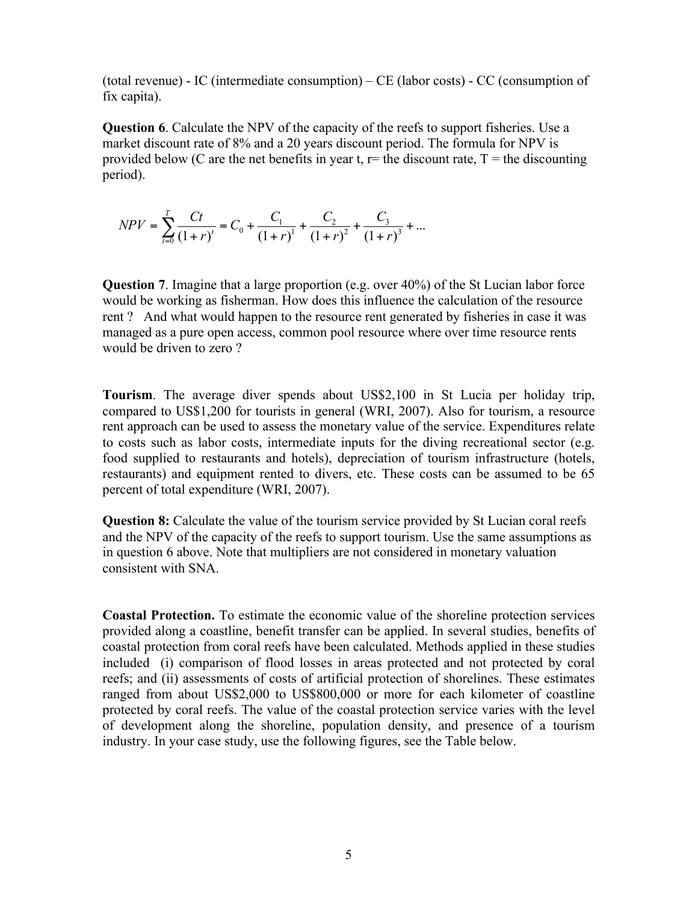(total revenue) - IC (intermediate consumption) – CE (labor costs) - CC (consumption of fix capita).

**Question 6**. Calculate the NPV of the capacity of the reefs to support fisheries. Use a market discount rate of 8% and a 20 years discount period. The formula for NPV is provided below (C are the net benefits in year t, r= the discount rate, T = the discounting period).

$$NPV = \sum_{t=0}^{T} \frac{Ct}{(1+r)^t} = C_0 + \frac{C_1}{(1+r)^1} + \frac{C_2}{(1+r)^2} + \frac{C_3}{(1+r)^3} + ...$$

**Question 7**. Imagine that a large proportion (e.g. over 40%) of the St Lucian labor force would be working as fisherman. How does this influence the calculation of the resource rent ? And what would happen to the resource rent generated by fisheries in case it was managed as a pure open access, common pool resource where over time resource rents would be driven to zero ?

**Tourism**. The average diver spends about US$2,100 in St Lucia per holiday trip, compared to US$1,200 for tourists in general (WRI, 2007). Also for tourism, a resource rent approach can be used to assess the monetary value of the service. Expenditures relate to costs such as labor costs, intermediate inputs for the diving recreational sector (e.g. food supplied to restaurants and hotels), depreciation of tourism infrastructure (hotels, restaurants) and equipment rented to divers, etc. These costs can be assumed to be 65 percent of total expenditure (WRI, 2007).

**Question 8:** Calculate the value of the tourism service provided by St Lucian coral reefs and the NPV of the capacity of the reefs to support tourism. Use the same assumptions as in question 6 above. Note that multipliers are not considered in monetary valuation consistent with SNA.

**Coastal Protection.** To estimate the economic value of the shoreline protection services provided along a coastline, benefit transfer can be applied. In several studies, benefits of coastal protection from coral reefs have been calculated. Methods applied in these studies included (i) comparison of flood losses in areas protected and not protected by coral reefs; and (ii) assessments of costs of artificial protection of shorelines. These estimates ranged from about US$2,000 to US$800,000 or more for each kilometer of coastline protected by coral reefs. The value of the coastal protection service varies with the level of development along the shoreline, population density, and presence of a tourism industry. In your case study, use the following figures, see the Table below.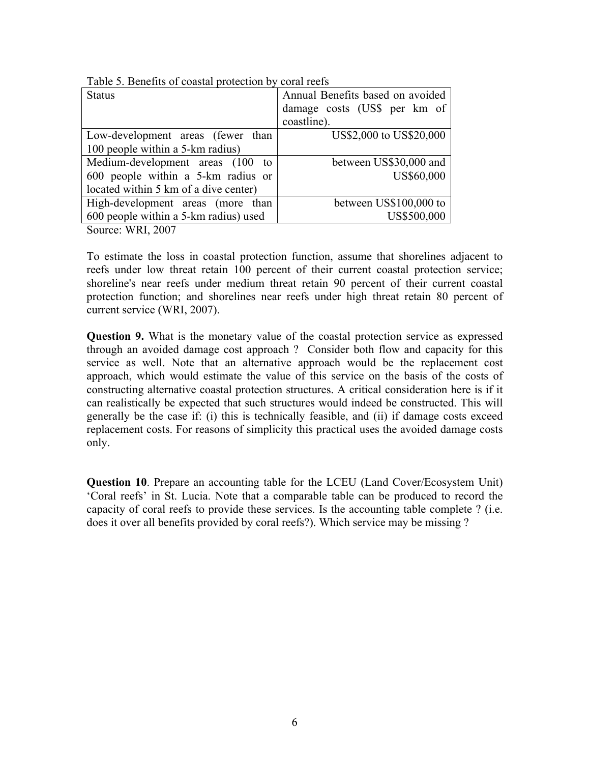Table 5. Benefits of coastal protection by coral reefs

| Status | Annual Benefits based on avoided damage costs (US$ per km of coastline). |
|---|---|
| Low-development areas (fewer than 100 people within a 5-km radius) | US$2,000 to US$20,000 |
| Medium-development areas (100 to 600 people within a 5-km radius or located within 5 km of a dive center) | between US$30,000 and US$60,000 |
| High-development areas (more than 600 people within a 5-km radius) used | between US$100,000 to US$500,000 |

Source: WRI, 2007

To estimate the loss in coastal protection function, assume that shorelines adjacent to reefs under low threat retain 100 percent of their current coastal protection service; shoreline's near reefs under medium threat retain 90 percent of their current coastal protection function; and shorelines near reefs under high threat retain 80 percent of current service (WRI, 2007).

**Question 9.** What is the monetary value of the coastal protection service as expressed through an avoided damage cost approach ? Consider both flow and capacity for this service as well. Note that an alternative approach would be the replacement cost approach, which would estimate the value of this service on the basis of the costs of constructing alternative coastal protection structures. A critical consideration here is if it can realistically be expected that such structures would indeed be constructed. This will generally be the case if: (i) this is technically feasible, and (ii) if damage costs exceed replacement costs. For reasons of simplicity this practical uses the avoided damage costs only.

**Question 10**. Prepare an accounting table for the LCEU (Land Cover/Ecosystem Unit) 'Coral reefs' in St. Lucia. Note that a comparable table can be produced to record the capacity of coral reefs to provide these services. Is the accounting table complete ? (i.e. does it over all benefits provided by coral reefs?). Which service may be missing ?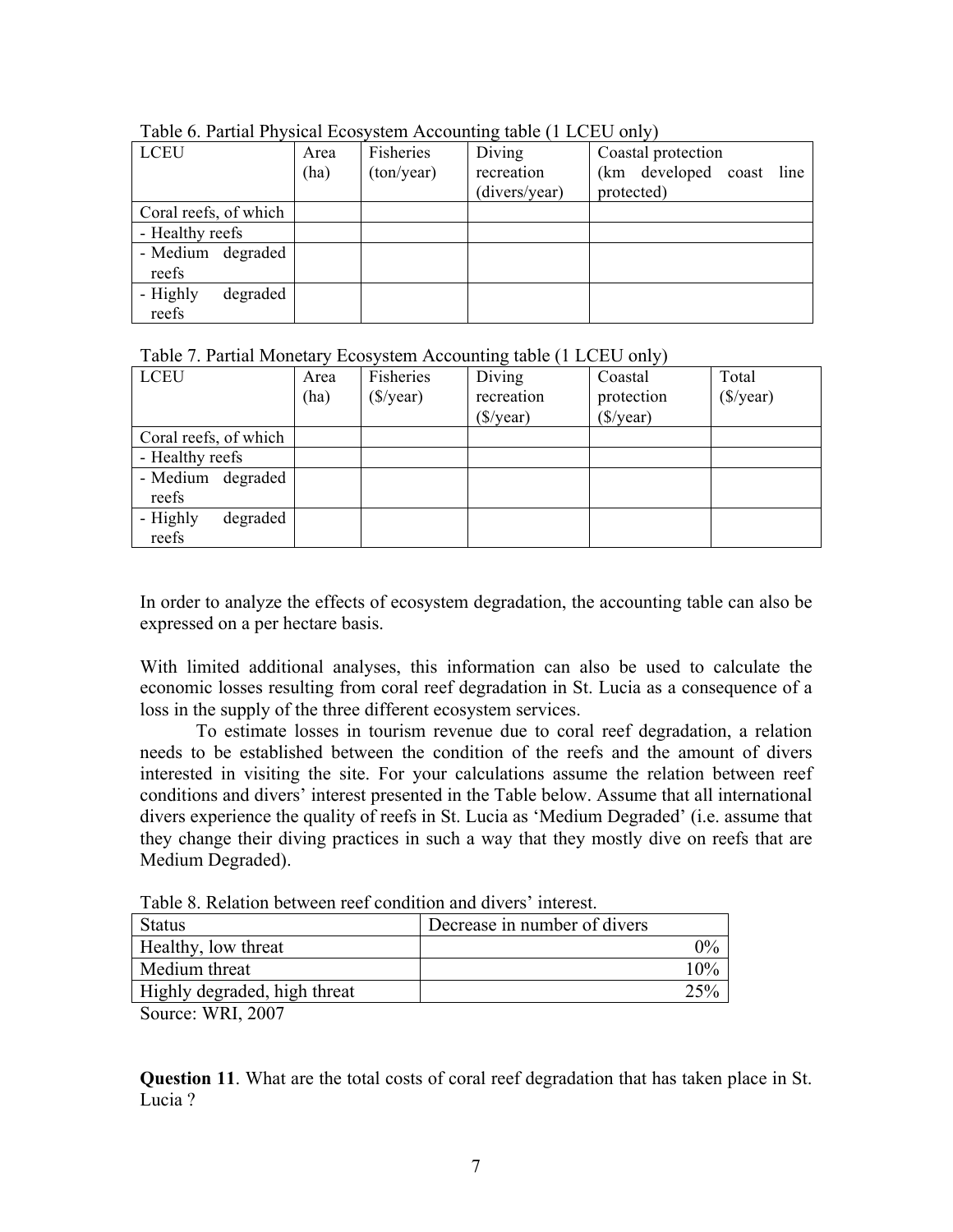Table 6. Partial Physical Ecosystem Accounting table (1 LCEU only)

| LCEU | Area (ha) | Fisheries (ton/year) | Diving recreation (divers/year) | Coastal protection (km developed coast line protected) |
|---|---|---|---|---|
| Coral reefs, of which | | | | |
| - Healthy reefs | | | | |
| - Medium degraded reefs | | | | |
| - Highly degraded reefs | | | | |

Table 7. Partial Monetary Ecosystem Accounting table (1 LCEU only)

| LCEU | Area (ha) | Fisheries ($/year) | Diving recreation ($/year) | Coastal protection ($/year) | Total ($/year) |
|---|---|---|---|---|---|
| Coral reefs, of which | | | | | |
| - Healthy reefs | | | | | |
| - Medium degraded reefs | | | | | |
| - Highly degraded reefs | | | | | |

In order to analyze the effects of ecosystem degradation, the accounting table can also be expressed on a per hectare basis.

With limited additional analyses, this information can also be used to calculate the economic losses resulting from coral reef degradation in St. Lucia as a consequence of a loss in the supply of the three different ecosystem services.

To estimate losses in tourism revenue due to coral reef degradation, a relation needs to be established between the condition of the reefs and the amount of divers interested in visiting the site. For your calculations assume the relation between reef conditions and divers' interest presented in the Table below. Assume that all international divers experience the quality of reefs in St. Lucia as 'Medium Degraded' (i.e. assume that they change their diving practices in such a way that they mostly dive on reefs that are Medium Degraded).

Table 8. Relation between reef condition and divers' interest.

| Status | Decrease in number of divers |
|---|---|
| Healthy, low threat | 0% |
| Medium threat | 10% |
| Highly degraded, high threat | 25% |

Source: WRI, 2007

**Question 11**. What are the total costs of coral reef degradation that has taken place in St. Lucia ?